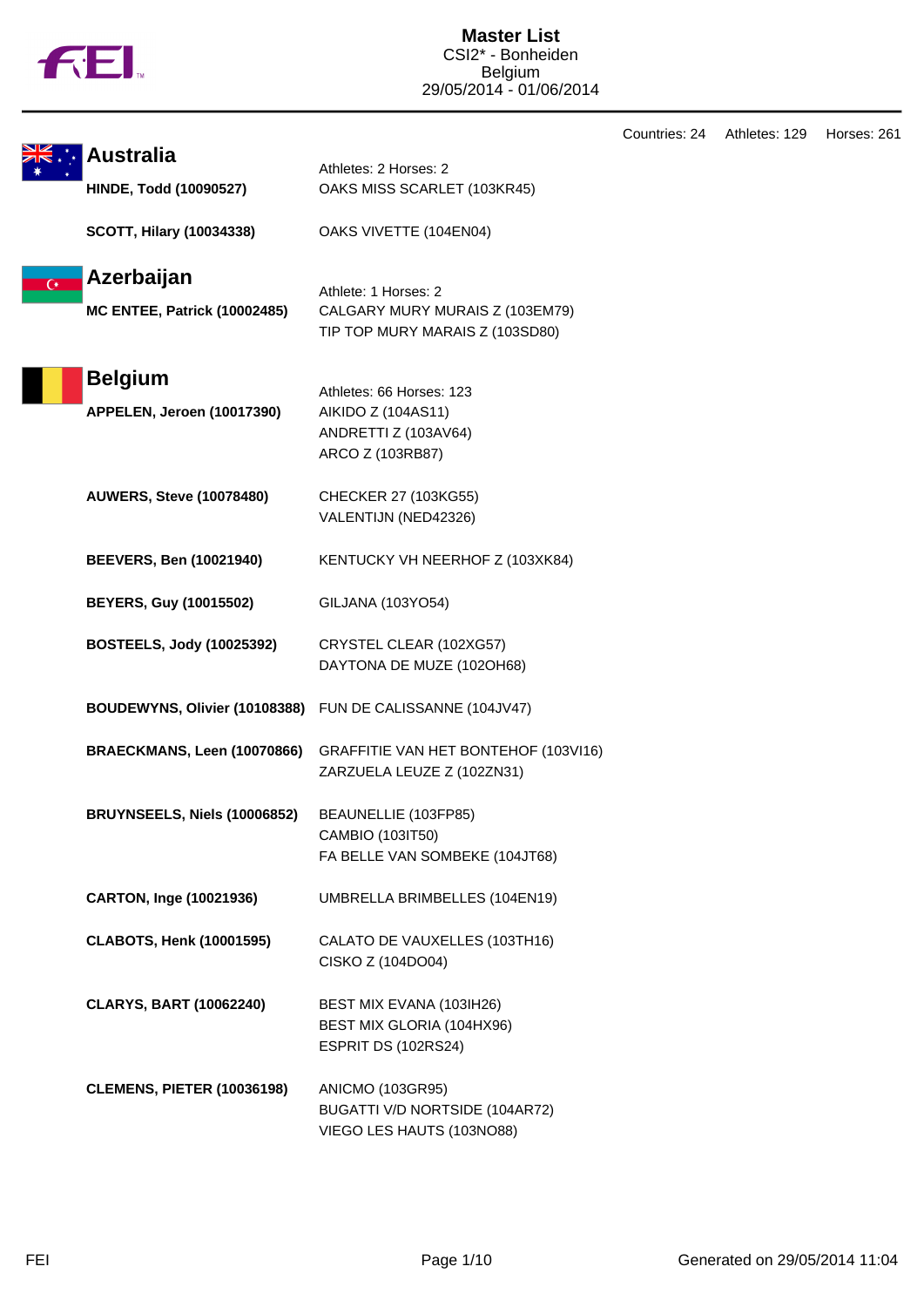# Master List

CSI2* - Bonheiden
Belgium
29/05/2014 - 01/06/2014

Countries: 24 Athletes: 129 Horses: 261

## Australia

Athletes: 2 Horses: 2

| Athlete | Horses |
|---|---|
| **HINDE, Todd (10090527)** | OAKS MISS SCARLET (103KR45) |
| **SCOTT, Hilary (10034338)** | OAKS VIVETTE (104EN04) |

## Azerbaijan

Athlete: 1 Horses: 2

| Athlete | Horses |
|---|---|
| **MC ENTEE, Patrick (10002485)** | CALGARY MURY MURAIS Z (103EM79)<br>TIP TOP MURY MARAIS Z (103SD80) |

## Belgium

Athletes: 66 Horses: 123

| Athlete | Horses |
|---|---|
| **APPELEN, Jeroen (10017390)** | AIKIDO Z (104AS11)<br>ANDRETTI Z (103AV64)<br>ARCO Z (103RB87) |
| **AUWERS, Steve (10078480)** | CHECKER 27 (103KG55)<br>VALENTIJN (NED42326) |
| **BEEVERS, Ben (10021940)** | KENTUCKY VH NEERHOF Z (103XK84) |
| **BEYERS, Guy (10015502)** | GILJANA (103YO54) |
| **BOSTEELS, Jody (10025392)** | CRYSTEL CLEAR (102XG57)<br>DAYTONA DE MUZE (102OH68) |
| **BOUDEWYNS, Olivier (10108388)** | FUN DE CALISSANNE (104JV47) |
| **BRAECKMANS, Leen (10070866)** | GRAFFITIE VAN HET BONTEHOF (103VI16)<br>ZARZUELA LEUZE Z (102ZN31) |
| **BRUYNSEELS, Niels (10006852)** | BEAUNELLIE (103FP85)<br>CAMBIO (103IT50)<br>FA BELLE VAN SOMBEKE (104JT68) |
| **CARTON, Inge (10021936)** | UMBRELLA BRIMBELLES (104EN19) |
| **CLABOTS, Henk (10001595)** | CALATO DE VAUXELLES (103TH16)<br>CISKO Z (104DO04) |
| **CLARYS, BART (10062240)** | BEST MIX EVANA (103IH26)<br>BEST MIX GLORIA (104HX96)<br>ESPRIT DS (102RS24) |
| **CLEMENS, PIETER (10036198)** | ANICMO (103GR95)<br>BUGATTI V/D NORTSIDE (104AR72)<br>VIEGO LES HAUTS (103NO88) |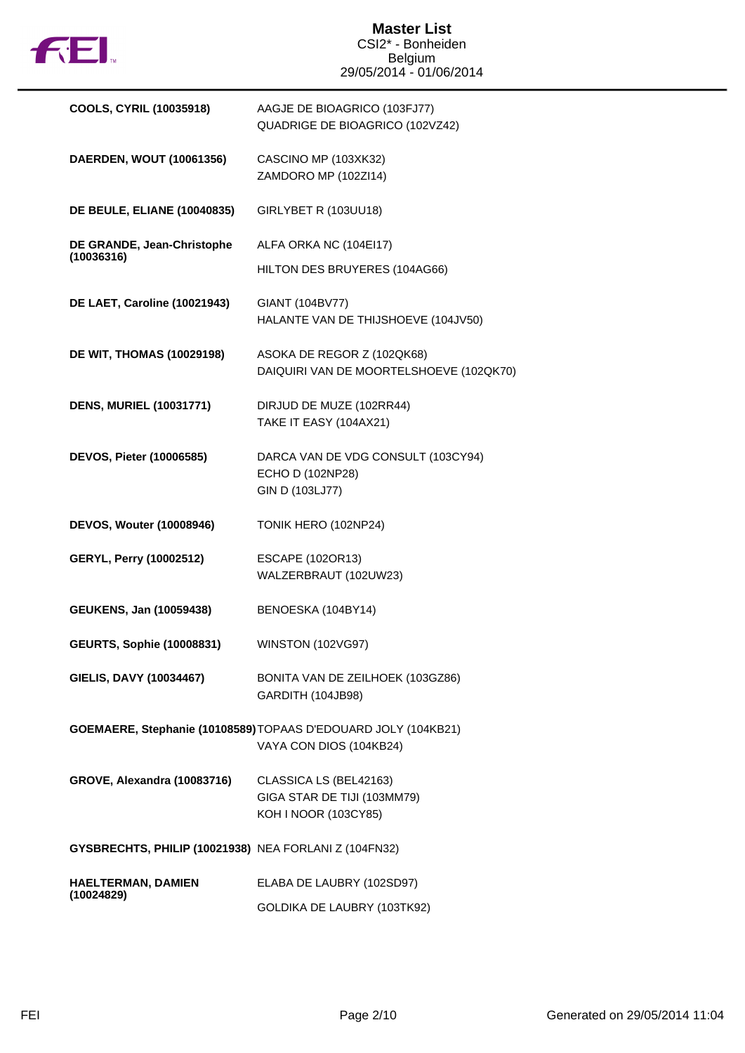# Master List

CSI2* - Bonheiden
Belgium
29/05/2014 - 01/06/2014

| Rider | Horses |
| --- | --- |
| **COOLS, CYRIL (10035918)** | AAGJE DE BIOAGRICO (103FJ77)<br>QUADRIGE DE BIOAGRICO (102VZ42) |
| **DAERDEN, WOUT (10061356)** | CASCINO MP (103XK32)<br>ZAMDORO MP (102ZI14) |
| **DE BEULE, ELIANE (10040835)** | GIRLYBET R (103UU18) |
| **DE GRANDE, Jean-Christophe (10036316)** | ALFA ORKA NC (104EI17)<br>HILTON DES BRUYERES (104AG66) |
| **DE LAET, Caroline (10021943)** | GIANT (104BV77)<br>HALANTE VAN DE THIJSHOEVE (104JV50) |
| **DE WIT, THOMAS (10029198)** | ASOKA DE REGOR Z (102QK68)<br>DAIQUIRI VAN DE MOORTELSHOEVE (102QK70) |
| **DENS, MURIEL (10031771)** | DIRJUD DE MUZE (102RR44)<br>TAKE IT EASY (104AX21) |
| **DEVOS, Pieter (10006585)** | DARCA VAN DE VDG CONSULT (103CY94)<br>ECHO D (102NP28)<br>GIN D (103LJ77) |
| **DEVOS, Wouter (10008946)** | TONIK HERO (102NP24) |
| **GERYL, Perry (10002512)** | ESCAPE (102OR13)<br>WALZERBRAUT (102UW23) |
| **GEUKENS, Jan (10059438)** | BENOESKA (104BY14) |
| **GEURTS, Sophie (10008831)** | WINSTON (102VG97) |
| **GIELIS, DAVY (10034467)** | BONITA VAN DE ZEILHOEK (103GZ86)<br>GARDITH (104JB98) |
| **GOEMAERE, Stephanie (10108589)** | TOPAAS D'EDOUARD JOLY (104KB21)<br>VAYA CON DIOS (104KB24) |
| **GROVE, Alexandra (10083716)** | CLASSICA LS (BEL42163)<br>GIGA STAR DE TIJI (103MM79)<br>KOH I NOOR (103CY85) |
| **GYSBRECHTS, PHILIP (10021938)** | NEA FORLANI Z (104FN32) |
| **HAELTERMAN, DAMIEN (10024829)** | ELABA DE LAUBRY (102SD97)<br>GOLDIKA DE LAUBRY (103TK92) |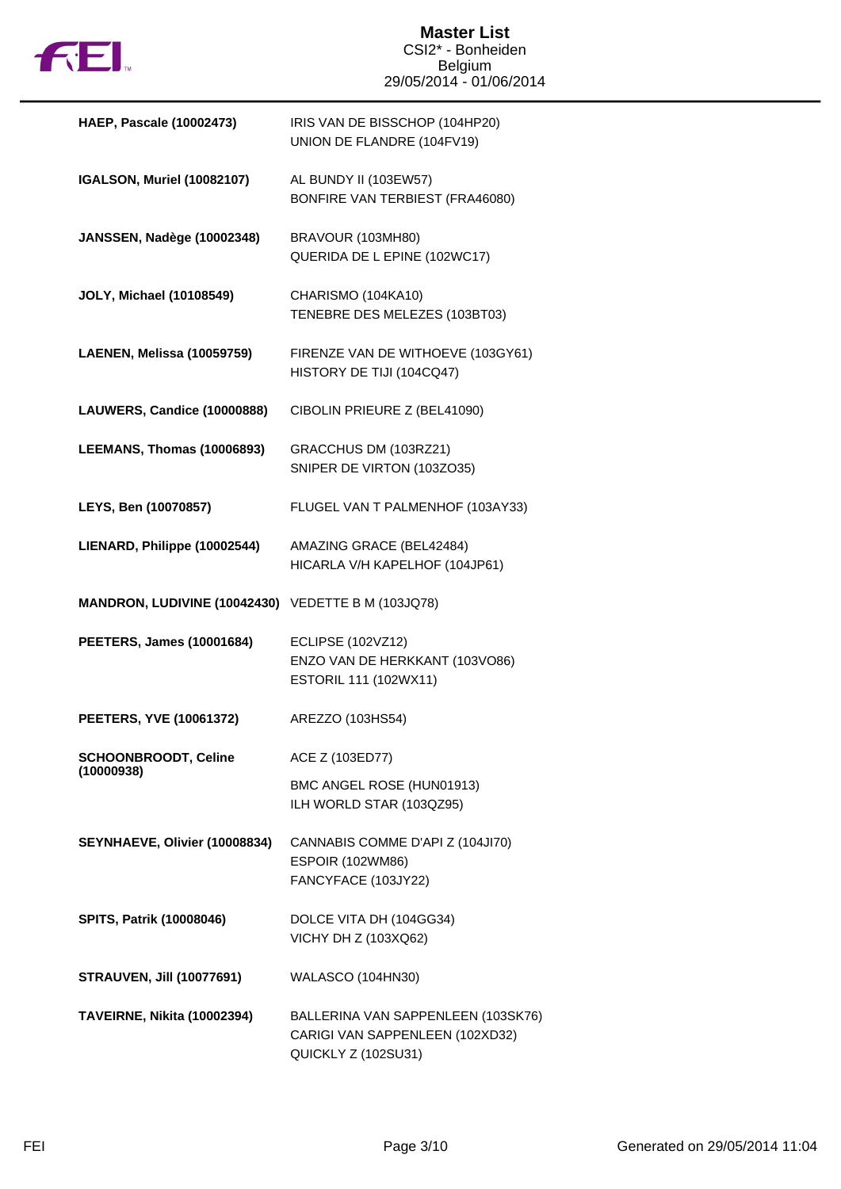# Master List

CSI2* - Bonheiden
Belgium
29/05/2014 - 01/06/2014

| Rider | Horses |
|---|---|
| **HAEP, Pascale (10002473)** | IRIS VAN DE BISSCHOP (104HP20)<br>UNION DE FLANDRE (104FV19) |
| **IGALSON, Muriel (10082107)** | AL BUNDY II (103EW57)<br>BONFIRE VAN TERBIEST (FRA46080) |
| **JANSSEN, Nadège (10002348)** | BRAVOUR (103MH80)<br>QUERIDA DE L EPINE (102WC17) |
| **JOLY, Michael (10108549)** | CHARISMO (104KA10)<br>TENEBRE DES MELEZES (103BT03) |
| **LAENEN, Melissa (10059759)** | FIRENZE VAN DE WITHOEVE (103GY61)<br>HISTORY DE TIJI (104CQ47) |
| **LAUWERS, Candice (10000888)** | CIBOLIN PRIEURE Z (BEL41090) |
| **LEEMANS, Thomas (10006893)** | GRACCHUS DM (103RZ21)<br>SNIPER DE VIRTON (103ZO35) |
| **LEYS, Ben (10070857)** | FLUGEL VAN T PALMENHOF (103AY33) |
| **LIENARD, Philippe (10002544)** | AMAZING GRACE (BEL42484)<br>HICARLA V/H KAPELHOF (104JP61) |
| **MANDRON, LUDIVINE (10042430)** | VEDETTE B M (103JQ78) |
| **PEETERS, James (10001684)** | ECLIPSE (102VZ12)<br>ENZO VAN DE HERKKANT (103VO86)<br>ESTORIL 111 (102WX11) |
| **PEETERS, YVE (10061372)** | AREZZO (103HS54) |
| **SCHOONBROODT, Celine (10000938)** | ACE Z (103ED77)<br>BMC ANGEL ROSE (HUN01913)<br>ILH WORLD STAR (103QZ95) |
| **SEYNHAEVE, Olivier (10008834)** | CANNABIS COMME D'API Z (104JI70)<br>ESPOIR (102WM86)<br>FANCYFACE (103JY22) |
| **SPITS, Patrik (10008046)** | DOLCE VITA DH (104GG34)<br>VICHY DH Z (103XQ62) |
| **STRAUVEN, Jill (10077691)** | WALASCO (104HN30) |
| **TAVEIRNE, Nikita (10002394)** | BALLERINA VAN SAPPENLEEN (103SK76)<br>CARIGI VAN SAPPENLEEN (102XD32)<br>QUICKLY Z (102SU31) |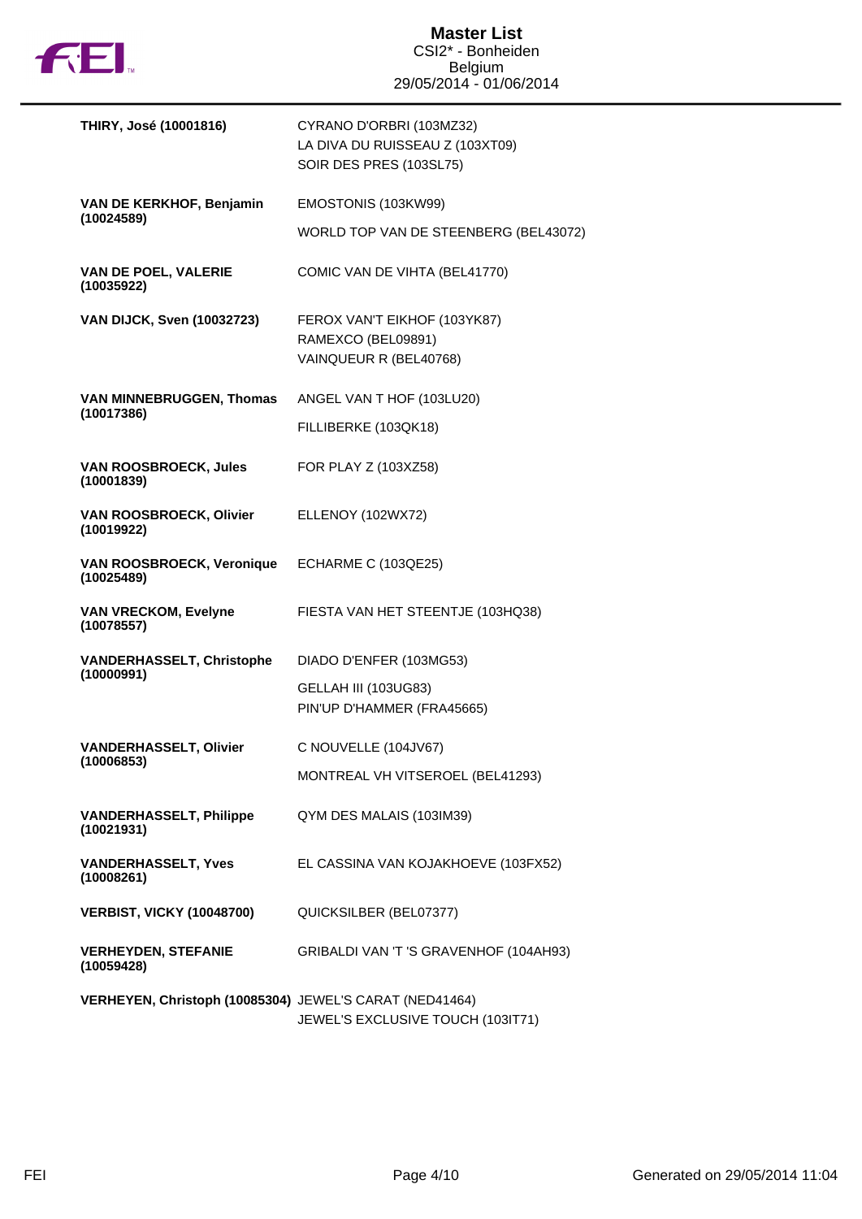# Master List

CSI2* - Bonheiden
Belgium
29/05/2014 - 01/06/2014

| Rider | Horses |
|---|---|
| **THIRY, José (10001816)** | CYRANO D'ORBRI (103MZ32)<br>LA DIVA DU RUISSEAU Z (103XT09)<br>SOIR DES PRES (103SL75) |
| **VAN DE KERKHOF, Benjamin (10024589)** | EMOSTONIS (103KW99)<br>WORLD TOP VAN DE STEENBERG (BEL43072) |
| **VAN DE POEL, VALERIE (10035922)** | COMIC VAN DE VIHTA (BEL41770) |
| **VAN DIJCK, Sven (10032723)** | FEROX VAN'T EIKHOF (103YK87)<br>RAMEXCO (BEL09891)<br>VAINQUEUR R (BEL40768) |
| **VAN MINNEBRUGGEN, Thomas (10017386)** | ANGEL VAN T HOF (103LU20)<br>FILLIBERKE (103QK18) |
| **VAN ROOSBROECK, Jules (10001839)** | FOR PLAY Z (103XZ58) |
| **VAN ROOSBROECK, Olivier (10019922)** | ELLENOY (102WX72) |
| **VAN ROOSBROECK, Veronique (10025489)** | ECHARME C (103QE25) |
| **VAN VRECKOM, Evelyne (10078557)** | FIESTA VAN HET STEENTJE (103HQ38) |
| **VANDERHASSELT, Christophe (10000991)** | DIADO D'ENFER (103MG53)<br>GELLAH III (103UG83)<br>PIN'UP D'HAMMER (FRA45665) |
| **VANDERHASSELT, Olivier (10006853)** | C NOUVELLE (104JV67)<br>MONTREAL VH VITSEROEL (BEL41293) |
| **VANDERHASSELT, Philippe (10021931)** | QYM DES MALAIS (103IM39) |
| **VANDERHASSELT, Yves (10008261)** | EL CASSINA VAN KOJAKHOEVE (103FX52) |
| **VERBIST, VICKY (10048700)** | QUICKSILBER (BEL07377) |
| **VERHEYDEN, STEFANIE (10059428)** | GRIBALDI VAN 'T 'S GRAVENHOF (104AH93) |
| **VERHEYEN, Christoph (10085304)** | JEWEL'S CARAT (NED41464)<br>JEWEL'S EXCLUSIVE TOUCH (103IT71) |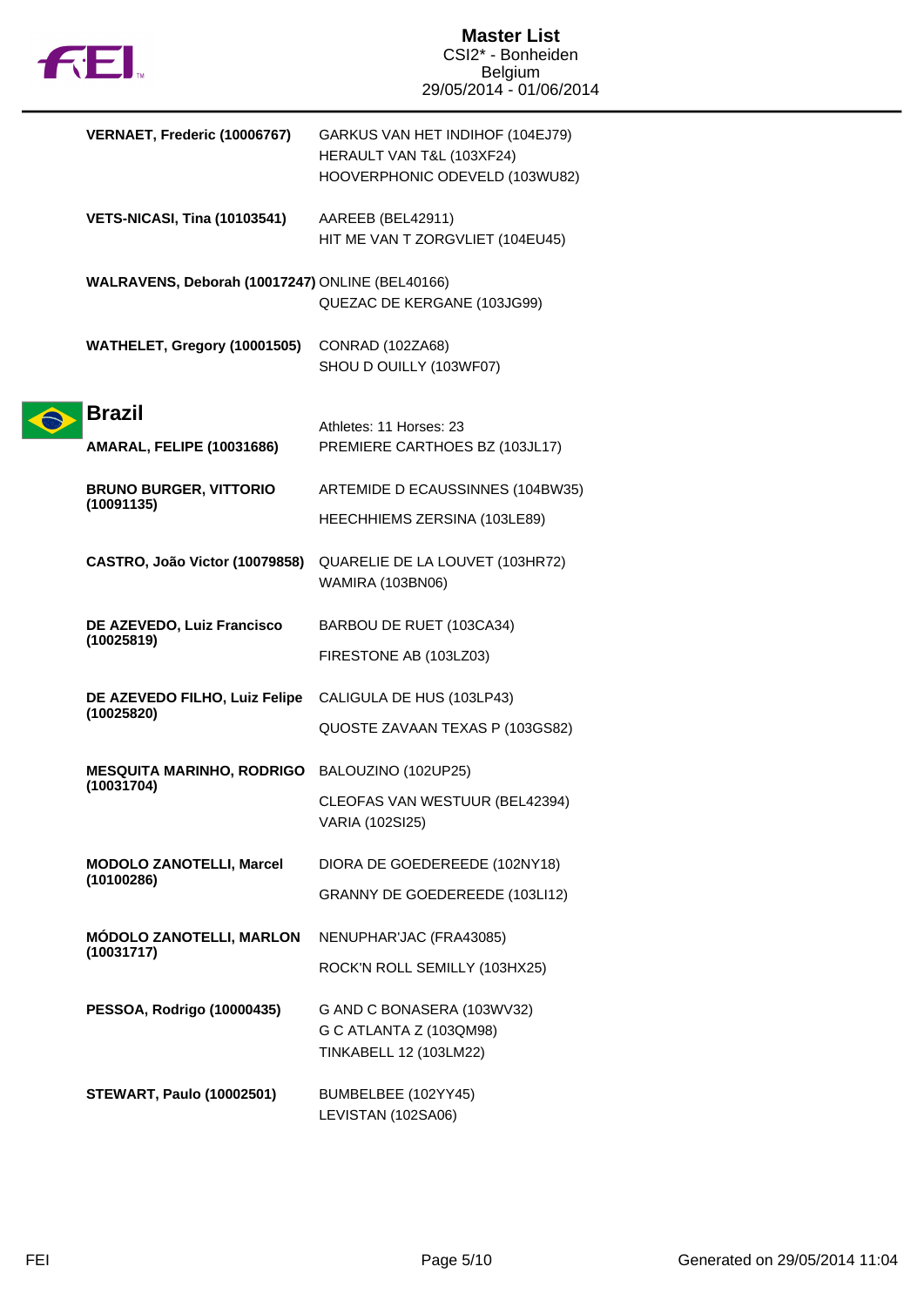# Master List

CSI2* - Bonheiden
Belgium
29/05/2014 - 01/06/2014

| Athlete | Horses |
|---|---|
| **VERNAET, Frederic (10006767)** | GARKUS VAN HET INDIHOF (104EJ79)<br>HERAULT VAN T&L (103XF24)<br>HOOVERPHONIC ODEVELD (103WU82) |
| **VETS-NICASI, Tina (10103541)** | AAREEB (BEL42911)<br>HIT ME VAN T ZORGVLIET (104EU45) |
| **WALRAVENS, Deborah (10017247)** | ONLINE (BEL40166)<br>QUEZAC DE KERGANE (103JG99) |
| **WATHELET, Gregory (10001505)** | CONRAD (102ZA68)<br>SHOU D OUILLY (103WF07) |

## Brazil

Athletes: 11 Horses: 23

| Athlete | Horses |
|---|---|
| **AMARAL, FELIPE (10031686)** | PREMIERE CARTHOES BZ (103JL17) |
| **BRUNO BURGER, VITTORIO (10091135)** | ARTEMIDE D ECAUSSINNES (104BW35)<br>HEECHHIEMS ZERSINA (103LE89) |
| **CASTRO, João Victor (10079858)** | QUARELIE DE LA LOUVET (103HR72)<br>WAMIRA (103BN06) |
| **DE AZEVEDO, Luiz Francisco (10025819)** | BARBOU DE RUET (103CA34)<br>FIRESTONE AB (103LZ03) |
| **DE AZEVEDO FILHO, Luiz Felipe (10025820)** | CALIGULA DE HUS (103LP43)<br>QUOSTE ZAVAAN TEXAS P (103GS82) |
| **MESQUITA MARINHO, RODRIGO (10031704)** | BALOUZINO (102UP25)<br>CLEOFAS VAN WESTUUR (BEL42394)<br>VARIA (102SI25) |
| **MODOLO ZANOTELLI, Marcel (10100286)** | DIORA DE GOEDEREEDE (102NY18)<br>GRANNY DE GOEDEREEDE (103LI12) |
| **MÓDOLO ZANOTELLI, MARLON (10031717)** | NENUPHAR'JAC (FRA43085)<br>ROCK'N ROLL SEMILLY (103HX25) |
| **PESSOA, Rodrigo (10000435)** | G AND C BONASERA (103WV32)<br>G C ATLANTA Z (103QM98)<br>TINKABELL 12 (103LM22) |
| **STEWART, Paulo (10002501)** | BUMBELBEE (102YY45)<br>LEVISTAN (102SA06) |

Generated on 29/05/2014 11:04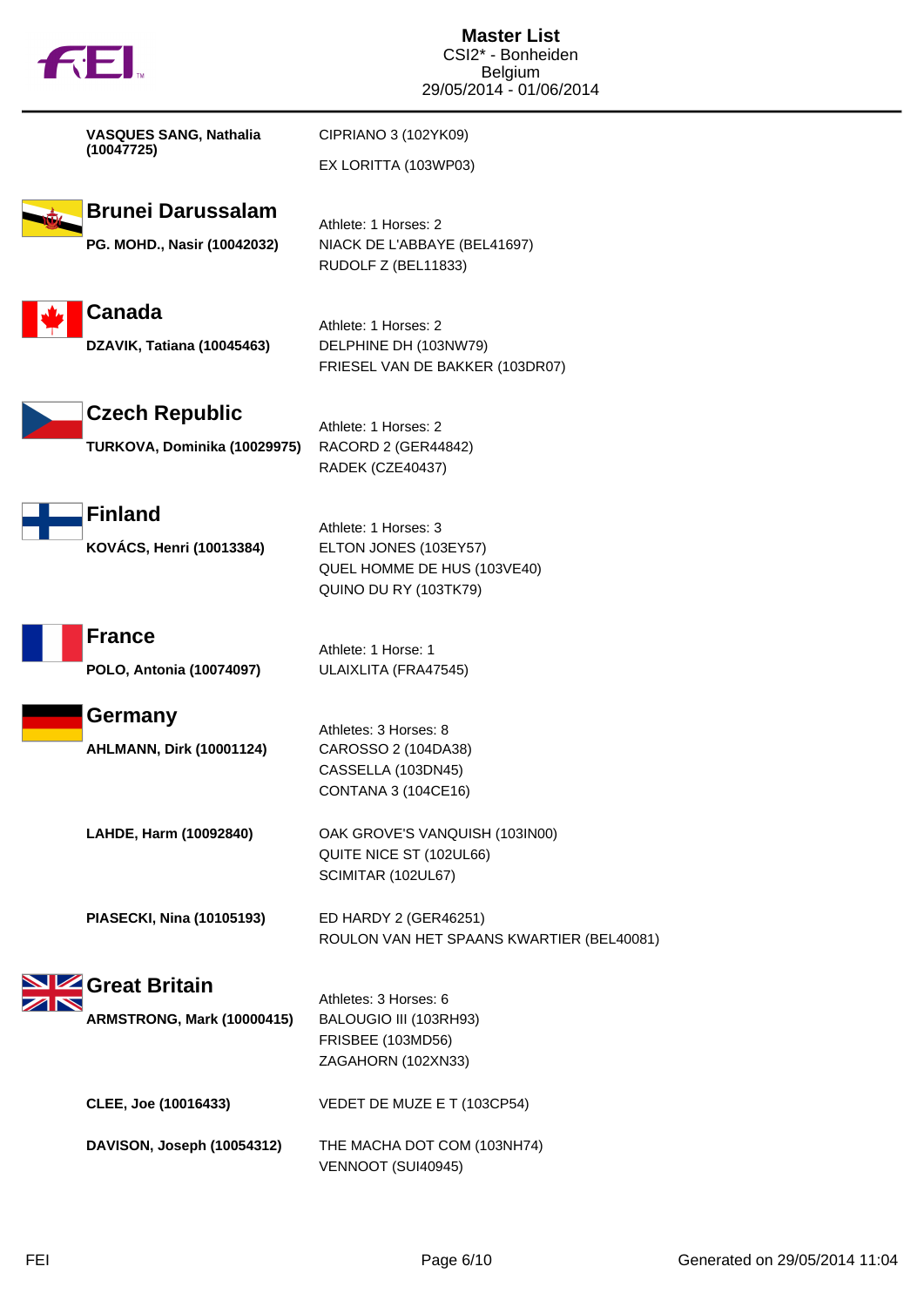**VASQUES SANG, Nathalia (10047725)**

CIPRIANO 3 (102YK09)
EX LORITTA (103WP03)

## Brunei Darussalam

Athlete: 1 Horses: 2

**PG. MOHD., Nasir (10042032)**

NIACK DE L'ABBAYE (BEL41697)
RUDOLF Z (BEL11833)

## Canada

Athlete: 1 Horses: 2

**DZAVIK, Tatiana (10045463)**

DELPHINE DH (103NW79)
FRIESEL VAN DE BAKKER (103DR07)

## Czech Republic

Athlete: 1 Horses: 2

**TURKOVA, Dominika (10029975)**

RACORD 2 (GER44842)
RADEK (CZE40437)

## Finland

Athlete: 1 Horses: 3

**KOVÁCS, Henri (10013384)**

ELTON JONES (103EY57)
QUEL HOMME DE HUS (103VE40)
QUINO DU RY (103TK79)

## France

Athlete: 1 Horse: 1

**POLO, Antonia (10074097)**

ULAIXLITA (FRA47545)

## Germany

Athletes: 3 Horses: 8

**AHLMANN, Dirk (10001124)**

CAROSSO 2 (104DA38)
CASSELLA (103DN45)
CONTANA 3 (104CE16)

**LAHDE, Harm (10092840)**

OAK GROVE'S VANQUISH (103IN00)
QUITE NICE ST (102UL66)
SCIMITAR (102UL67)

**PIASECKI, Nina (10105193)**

ED HARDY 2 (GER46251)
ROULON VAN HET SPAANS KWARTIER (BEL40081)

## Great Britain

Athletes: 3 Horses: 6

**ARMSTRONG, Mark (10000415)**

BALOUGIO III (103RH93)
FRISBEE (103MD56)
ZAGAHORN (102XN33)

**CLEE, Joe (10016433)**

VEDET DE MUZE E T (103CP54)

**DAVISON, Joseph (10054312)**

THE MACHA DOT COM (103NH74)
VENNOOT (SUI40945)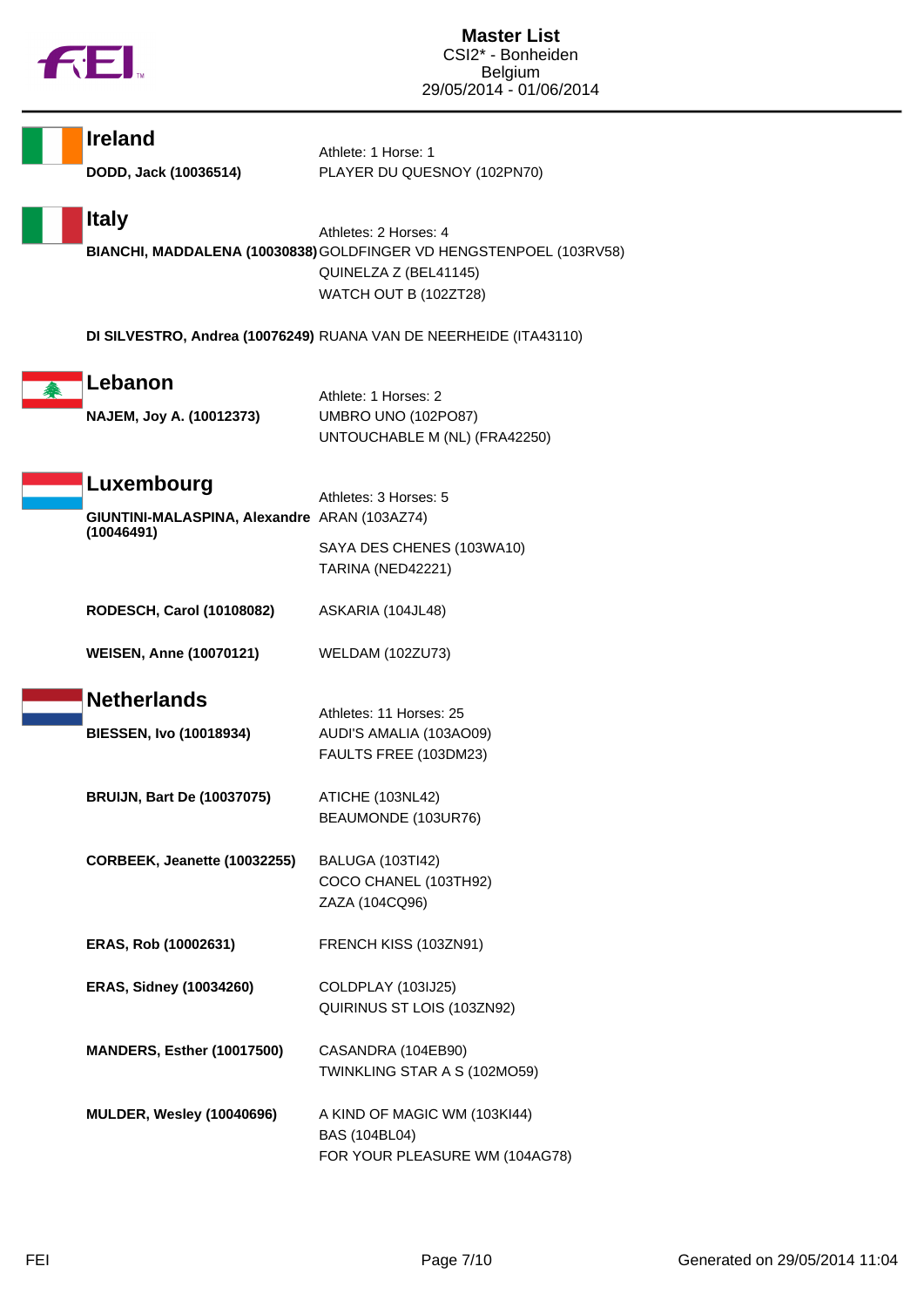**Master List**
CSI2* - Bonheiden
Belgium
29/05/2014 - 01/06/2014

## Ireland

Athlete: 1 Horse: 1

| Athlete | Horse |
|---|---|
| **DODD, Jack (10036514)** | PLAYER DU QUESNOY (102PN70) |

## Italy

Athletes: 2 Horses: 4

| Athlete | Horse |
|---|---|
| **BIANCHI, MADDALENA (10030838)** | GOLDFINGER VD HENGSTENPOEL (103RV58) |
| | QUINELZA Z (BEL41145) |
| | WATCH OUT B (102ZT28) |
| **DI SILVESTRO, Andrea (10076249)** | RUANA VAN DE NEERHEIDE (ITA43110) |

## Lebanon

Athlete: 1 Horses: 2

| Athlete | Horse |
|---|---|
| **NAJEM, Joy A. (10012373)** | UMBRO UNO (102PO87) |
| | UNTOUCHABLE M (NL) (FRA42250) |

## Luxembourg

Athletes: 3 Horses: 5

| Athlete | Horse |
|---|---|
| **GIUNTINI-MALASPINA, Alexandre (10046491)** | ARAN (103AZ74) |
| | SAYA DES CHENES (103WA10) |
| | TARINA (NED42221) |
| **RODESCH, Carol (10108082)** | ASKARIA (104JL48) |
| **WEISEN, Anne (10070121)** | WELDAM (102ZU73) |

## Netherlands

Athletes: 11 Horses: 25

| Athlete | Horse |
|---|---|
| **BIESSEN, Ivo (10018934)** | AUDI'S AMALIA (103AO09) |
| | FAULTS FREE (103DM23) |
| **BRUIJN, Bart De (10037075)** | ATICHE (103NL42) |
| | BEAUMONDE (103UR76) |
| **CORBEEK, Jeanette (10032255)** | BALUGA (103TI42) |
| | COCO CHANEL (103TH92) |
| | ZAZA (104CQ96) |
| **ERAS, Rob (10002631)** | FRENCH KISS (103ZN91) |
| **ERAS, Sidney (10034260)** | COLDPLAY (103IJ25) |
| | QUIRINUS ST LOIS (103ZN92) |
| **MANDERS, Esther (10017500)** | CASANDRA (104EB90) |
| | TWINKLING STAR A S (102MO59) |
| **MULDER, Wesley (10040696)** | A KIND OF MAGIC WM (103KI44) |
| | BAS (104BL04) |
| | FOR YOUR PLEASURE WM (104AG78) |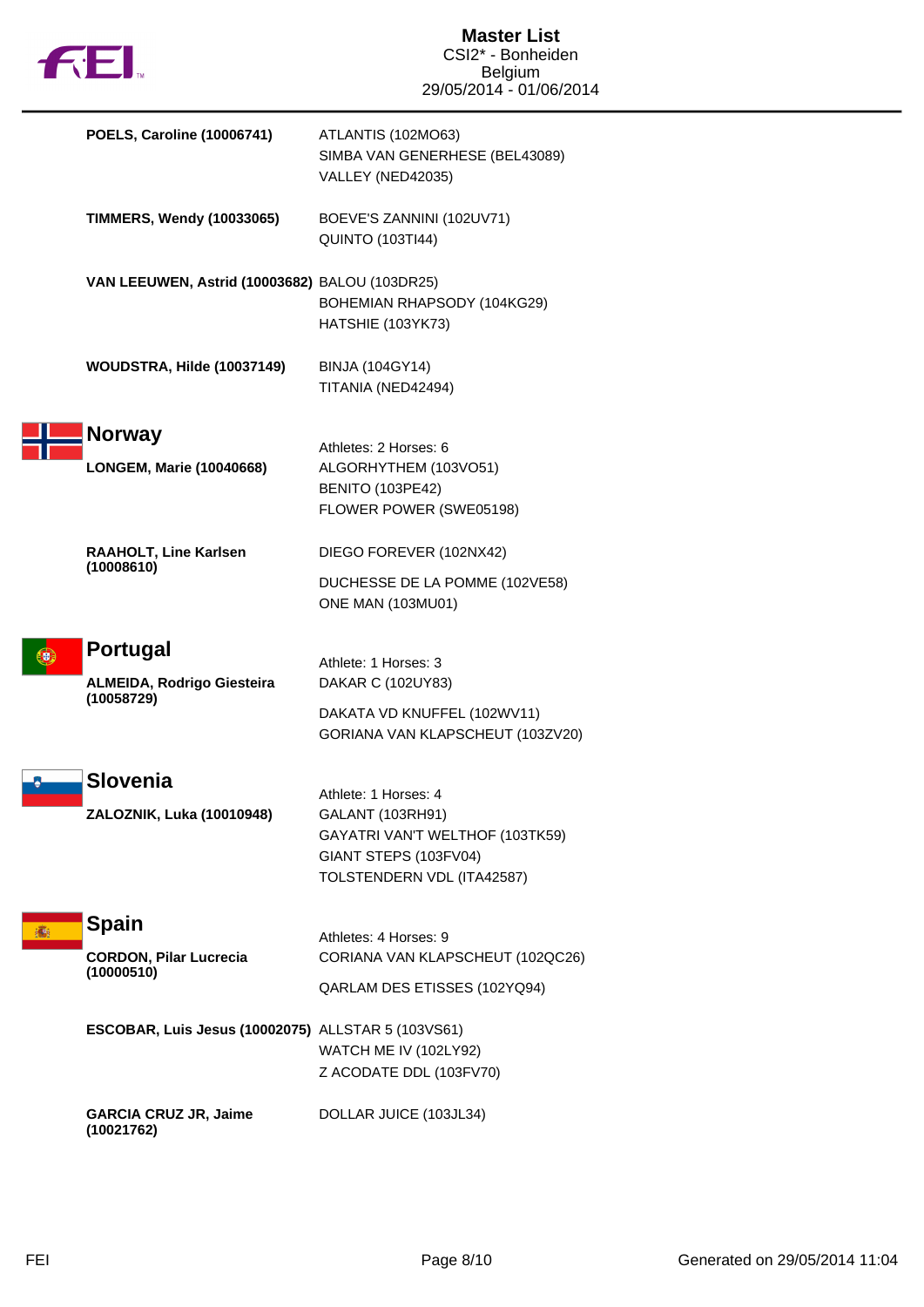| | |
|---|---|
| **POELS, Caroline (10006741)** | ATLANTIS (102MO63)<br>SIMBA VAN GENERHESE (BEL43089)<br>VALLEY (NED42035) |
| **TIMMERS, Wendy (10033065)** | BOEVE'S ZANNINI (102UV71)<br>QUINTO (103TI44) |
| **VAN LEEUWEN, Astrid (10003682)** | BALOU (103DR25)<br>BOHEMIAN RHAPSODY (104KG29)<br>HATSHIE (103YK73) |
| **WOUDSTRA, Hilde (10037149)** | BINJA (104GY14)<br>TITANIA (NED42494) |

## Norway

| | |
|---|---|
| | Athletes: 2 Horses: 6 |
| **LONGEM, Marie (10040668)** | ALGORHYTHEM (103VO51)<br>BENITO (103PE42)<br>FLOWER POWER (SWE05198) |
| **RAAHOLT, Line Karlsen (10008610)** | DIEGO FOREVER (102NX42)<br>DUCHESSE DE LA POMME (102VE58)<br>ONE MAN (103MU01) |

## Portugal

| | |
|---|---|
| | Athlete: 1 Horses: 3 |
| **ALMEIDA, Rodrigo Giesteira (10058729)** | DAKAR C (102UY83)<br>DAKATA VD KNUFFEL (102WV11)<br>GORIANA VAN KLAPSCHEUT (103ZV20) |

## Slovenia

| | |
|---|---|
| | Athlete: 1 Horses: 4 |
| **ZALOZNIK, Luka (10010948)** | GALANT (103RH91)<br>GAYATRI VAN'T WELTHOF (103TK59)<br>GIANT STEPS (103FV04)<br>TOLSTENDERN VDL (ITA42587) |

## Spain

| | |
|---|---|
| | Athletes: 4 Horses: 9 |
| **CORDON, Pilar Lucrecia (10000510)** | CORIANA VAN KLAPSCHEUT (102QC26)<br>QARLAM DES ETISSES (102YQ94) |
| **ESCOBAR, Luis Jesus (10002075)** | ALLSTAR 5 (103VS61)<br>WATCH ME IV (102LY92)<br>Z ACODATE DDL (103FV70) |
| **GARCIA CRUZ JR, Jaime (10021762)** | DOLLAR JUICE (103JL34) |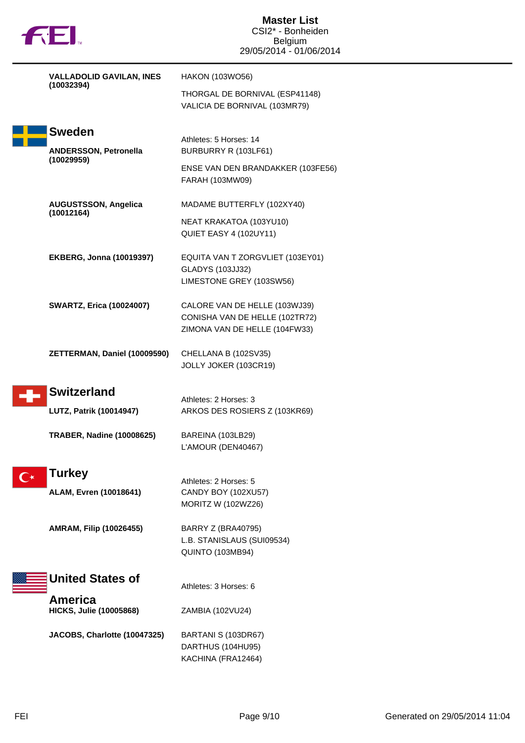**VALLADOLID GAVILAN, INES (10032394)**

HAKON (103WO56)

THORGAL DE BORNIVAL (ESP41148)
VALICIA DE BORNIVAL (103MR79)

## Sweden

Athletes: 5 Horses: 14

**ANDERSSON, Petronella (10029959)**

BURBURRY R (103LF61)

ENSE VAN DEN BRANDAKKER (103FE56)
FARAH (103MW09)

**AUGUSTSSON, Angelica (10012164)**

MADAME BUTTERFLY (102XY40)

NEAT KRAKATOA (103YU10)
QUIET EASY 4 (102UY11)

**EKBERG, Jonna (10019397)**

EQUITA VAN T ZORGVLIET (103EY01)
GLADYS (103JJ32)
LIMESTONE GREY (103SW56)

**SWARTZ, Erica (10024007)**

CALORE VAN DE HELLE (103WJ39)
CONISHA VAN DE HELLE (102TR72)
ZIMONA VAN DE HELLE (104FW33)

**ZETTERMAN, Daniel (10009590)**

CHELLANA B (102SV35)
JOLLY JOKER (103CR19)

## Switzerland

Athletes: 2 Horses: 3

**LUTZ, Patrik (10014947)**

ARKOS DES ROSIERS Z (103KR69)

**TRABER, Nadine (10008625)**

BAREINA (103LB29)
L'AMOUR (DEN40467)

## Turkey

Athletes: 2 Horses: 5

**ALAM, Evren (10018641)**

CANDY BOY (102XU57)
MORITZ W (102WZ26)

**AMRAM, Filip (10026455)**

BARRY Z (BRA40795)
L.B. STANISLAUS (SUI09534)
QUINTO (103MB94)

## United States of America

Athletes: 3 Horses: 6

**HICKS, Julie (10005868)**

ZAMBIA (102VU24)

**JACOBS, Charlotte (10047325)**

BARTANI S (103DR67)
DARTHUS (104HU95)
KACHINA (FRA12464)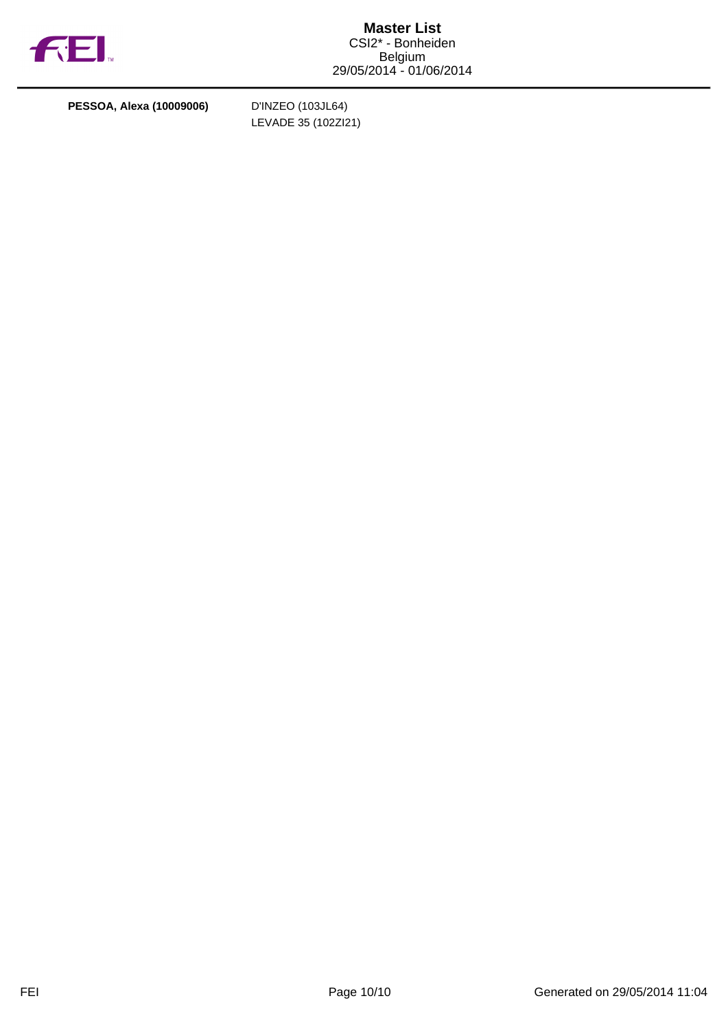**PESSOA, Alexa (10009006)**

D'INZEO (103JL64)

LEVADE 35 (102ZI21)